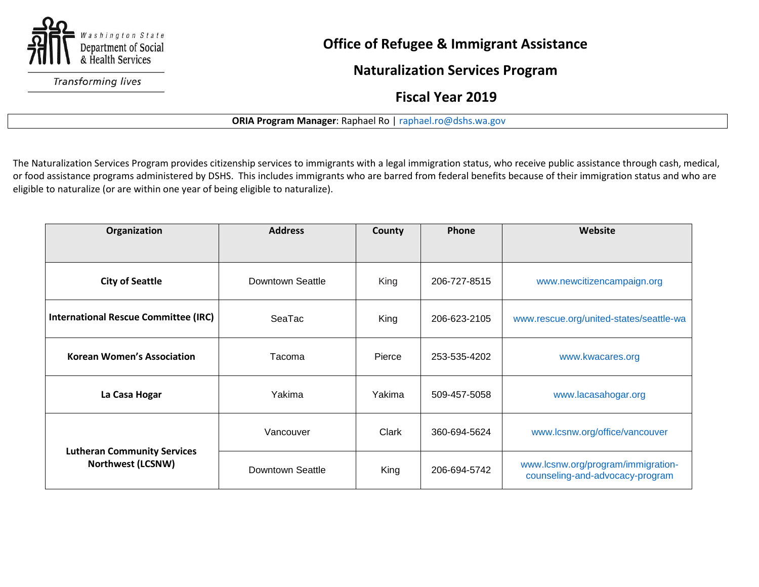Washington State Department of Social & Health Services

*Transforming lives*

# Office of Refugee & Immigrant Assistance

## Naturalization Services Program

## Fiscal Year 2019

**ORIA Program Manager**: Raphael Ro | raphael.ro@dshs.wa.gov

The Naturalization Services Program provides citizenship services to immigrants with a legal immigration status, who receive public assistance through cash, medical, or food assistance programs administered by DSHS. This includes immigrants who are barred from federal benefits because of their immigration status and who are eligible to naturalize (or are within one year of being eligible to naturalize).

| Organization | Address | County | Phone | Website |
|---|---|---|---|---|
| **City of Seattle** | Downtown Seattle | King | 206-727-8515 | www.newcitizencampaign.org |
| **International Rescue Committee (IRC)** | SeaTac | King | 206-623-2105 | www.rescue.org/united-states/seattle-wa |
| **Korean Women's Association** | Tacoma | Pierce | 253-535-4202 | www.kwacares.org |
| **La Casa Hogar** | Yakima | Yakima | 509-457-5058 | www.lacasahogar.org |
| **Lutheran Community Services Northwest (LCSNW)** | Vancouver | Clark | 360-694-5624 | www.lcsnw.org/office/vancouver |
| | Downtown Seattle | King | 206-694-5742 | www.lcsnw.org/program/immigration-counseling-and-advocacy-program |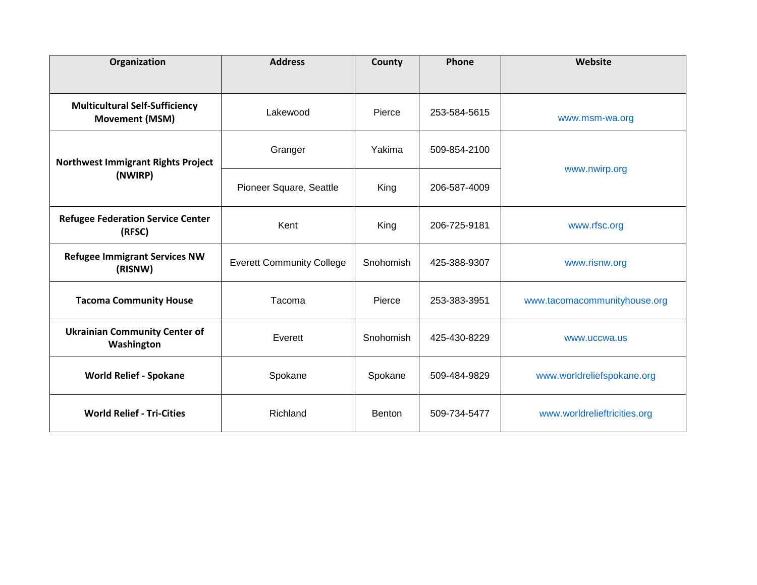| Organization | Address | County | Phone | Website |
| --- | --- | --- | --- | --- |
| **Multicultural Self-Sufficiency Movement (MSM)** | Lakewood | Pierce | 253-584-5615 | www.msm-wa.org |
| **Northwest Immigrant Rights Project (NWIRP)** | Granger | Yakima | 509-854-2100 | www.nwirp.org |
| | Pioneer Square, Seattle | King | 206-587-4009 | |
| **Refugee Federation Service Center (RFSC)** | Kent | King | 206-725-9181 | www.rfsc.org |
| **Refugee Immigrant Services NW (RISNW)** | Everett Community College | Snohomish | 425-388-9307 | www.risnw.org |
| **Tacoma Community House** | Tacoma | Pierce | 253-383-3951 | www.tacomacommunityhouse.org |
| **Ukrainian Community Center of Washington** | Everett | Snohomish | 425-430-8229 | www.uccwa.us |
| **World Relief - Spokane** | Spokane | Spokane | 509-484-9829 | www.worldreliefspokane.org |
| **World Relief - Tri-Cities** | Richland | Benton | 509-734-5477 | www.worldrelieftricities.org |